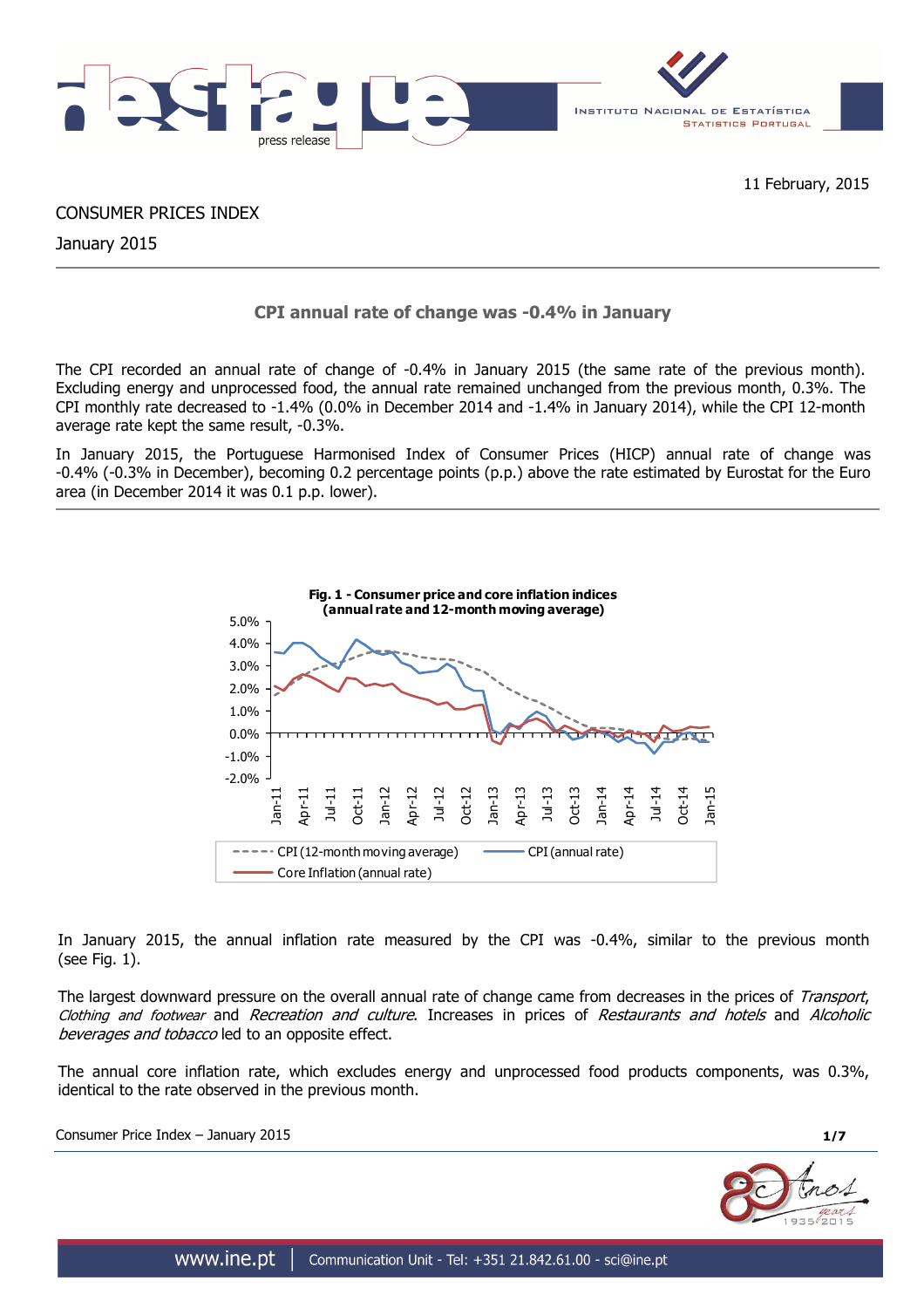11 February, 2015

CONSUMER PRICES INDEX

January 2015

## CPI annual rate of change was -0.4% in January

The CPI recorded an annual rate of change of -0.4% in January 2015 (the same rate of the previous month). Excluding energy and unprocessed food, the annual rate remained unchanged from the previous month, 0.3%. The CPI monthly rate decreased to -1.4% (0.0% in December 2014 and -1.4% in January 2014), while the CPI 12-month average rate kept the same result, -0.3%.

In January 2015, the Portuguese Harmonised Index of Consumer Prices (HICP) annual rate of change was -0.4% (-0.3% in December), becoming 0.2 percentage points (p.p.) above the rate estimated by Eurostat for the Euro area (in December 2014 it was 0.1 p.p. lower).

**Fig. 1 - Consumer price and core inflation indices (annual rate and 12-month moving average)**

In January 2015, the annual inflation rate measured by the CPI was -0.4%, similar to the previous month (see Fig. 1).

The largest downward pressure on the overall annual rate of change came from decreases in the prices of *Transport*, *Clothing and footwear* and *Recreation and culture*. Increases in prices of *Restaurants and hotels* and *Alcoholic beverages and tobacco* led to an opposite effect.

The annual core inflation rate, which excludes energy and unprocessed food products components, was 0.3%, identical to the rate observed in the previous month.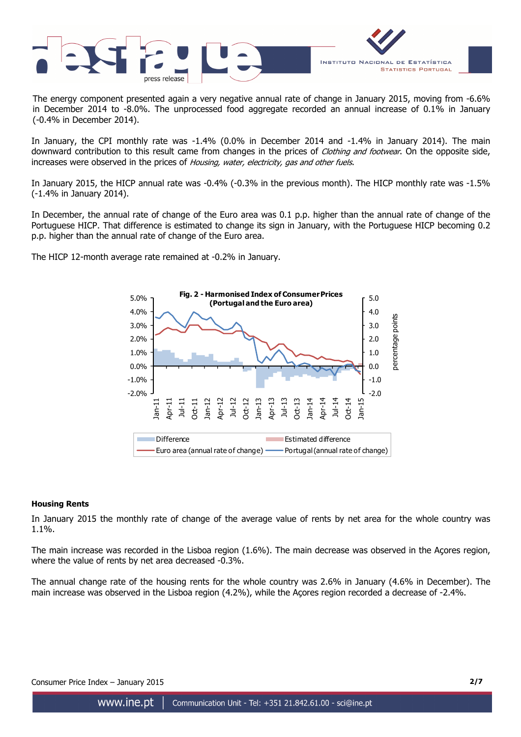The energy component presented again a very negative annual rate of change in January 2015, moving from -6.6% in December 2014 to -8.0%. The unprocessed food aggregate recorded an annual increase of 0.1% in January (-0.4% in December 2014).

In January, the CPI monthly rate was -1.4% (0.0% in December 2014 and -1.4% in January 2014). The main downward contribution to this result came from changes in the prices of *Clothing and footwear*. On the opposite side, increases were observed in the prices of *Housing, water, electricity, gas and other fuels*.

In January 2015, the HICP annual rate was -0.4% (-0.3% in the previous month). The HICP monthly rate was -1.5% (-1.4% in January 2014).

In December, the annual rate of change of the Euro area was 0.1 p.p. higher than the annual rate of change of the Portuguese HICP. That difference is estimated to change its sign in January, with the Portuguese HICP becoming 0.2 p.p. higher than the annual rate of change of the Euro area.

The HICP 12-month average rate remained at -0.2% in January.

**Fig. 2 - Harmonised Index of Consumer Prices (Portugal and the Euro area)**

Difference | Estimated difference | Euro area (annual rate of change) | Portugal (annual rate of change)

### Housing Rents

In January 2015 the monthly rate of change of the average value of rents by net area for the whole country was 1.1%.

The main increase was recorded in the Lisboa region (1.6%). The main decrease was observed in the Açores region, where the value of rents by net area decreased -0.3%.

The annual change rate of the housing rents for the whole country was 2.6% in January (4.6% in December). The main increase was observed in the Lisboa region (4.2%), while the Açores region recorded a decrease of -2.4%.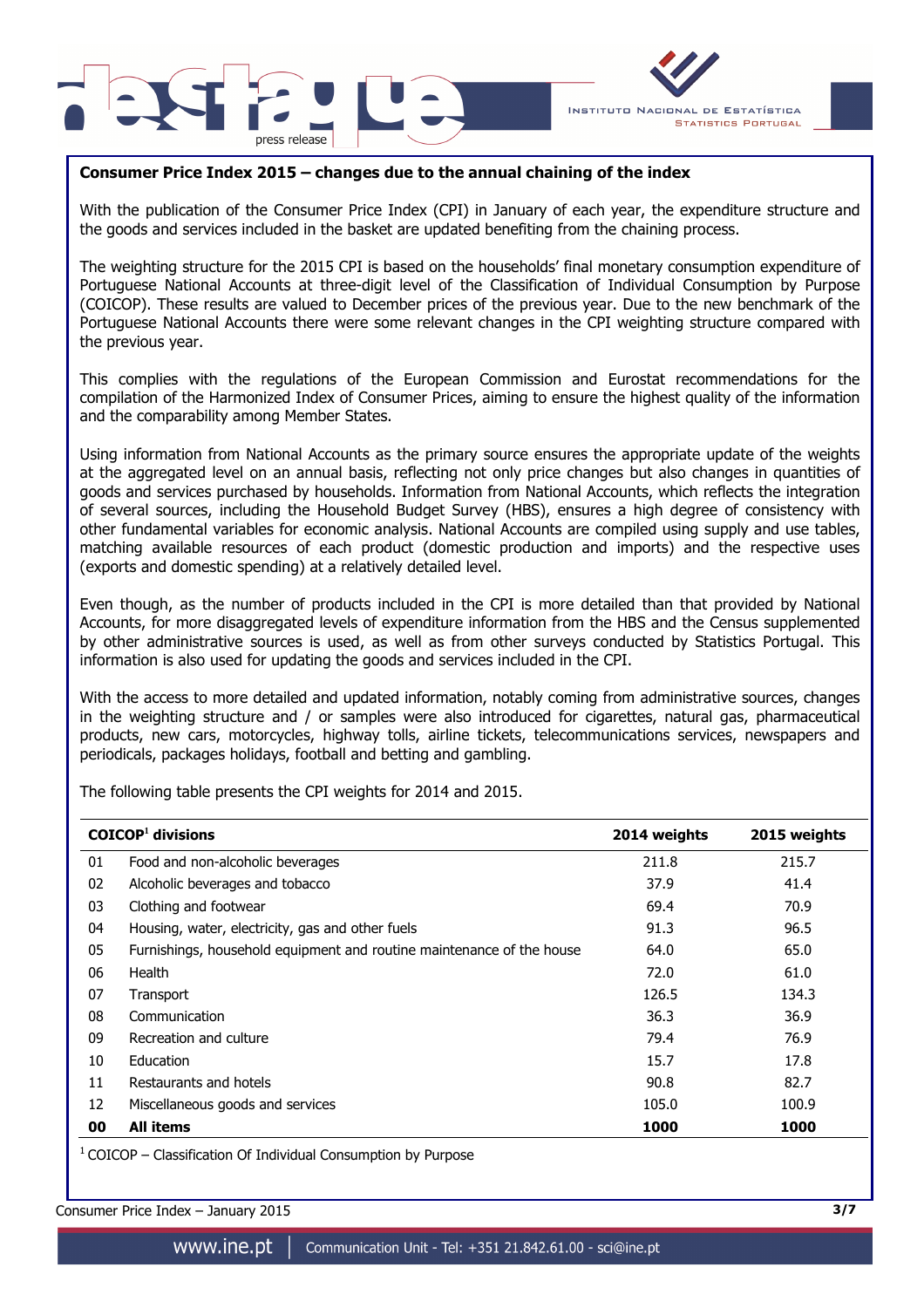**Consumer Price Index 2015 – changes due to the annual chaining of the index**

With the publication of the Consumer Price Index (CPI) in January of each year, the expenditure structure and the goods and services included in the basket are updated benefiting from the chaining process.

The weighting structure for the 2015 CPI is based on the households' final monetary consumption expenditure of Portuguese National Accounts at three-digit level of the Classification of Individual Consumption by Purpose (COICOP). These results are valued to December prices of the previous year. Due to the new benchmark of the Portuguese National Accounts there were some relevant changes in the CPI weighting structure compared with the previous year.

This complies with the regulations of the European Commission and Eurostat recommendations for the compilation of the Harmonized Index of Consumer Prices, aiming to ensure the highest quality of the information and the comparability among Member States.

Using information from National Accounts as the primary source ensures the appropriate update of the weights at the aggregated level on an annual basis, reflecting not only price changes but also changes in quantities of goods and services purchased by households. Information from National Accounts, which reflects the integration of several sources, including the Household Budget Survey (HBS), ensures a high degree of consistency with other fundamental variables for economic analysis. National Accounts are compiled using supply and use tables, matching available resources of each product (domestic production and imports) and the respective uses (exports and domestic spending) at a relatively detailed level.

Even though, as the number of products included in the CPI is more detailed than that provided by National Accounts, for more disaggregated levels of expenditure information from the HBS and the Census supplemented by other administrative sources is used, as well as from other surveys conducted by Statistics Portugal. This information is also used for updating the goods and services included in the CPI.

With the access to more detailed and updated information, notably coming from administrative sources, changes in the weighting structure and / or samples were also introduced for cigarettes, natural gas, pharmaceutical products, new cars, motorcycles, highway tolls, airline tickets, telecommunications services, newspapers and periodicals, packages holidays, football and betting and gambling.

The following table presents the CPI weights for 2014 and 2015.

| COICOP[1] divisions | | 2014 weights | 2015 weights |
|---|---|---|---|
| 01 | Food and non-alcoholic beverages | 211.8 | 215.7 |
| 02 | Alcoholic beverages and tobacco | 37.9 | 41.4 |
| 03 | Clothing and footwear | 69.4 | 70.9 |
| 04 | Housing, water, electricity, gas and other fuels | 91.3 | 96.5 |
| 05 | Furnishings, household equipment and routine maintenance of the house | 64.0 | 65.0 |
| 06 | Health | 72.0 | 61.0 |
| 07 | Transport | 126.5 | 134.3 |
| 08 | Communication | 36.3 | 36.9 |
| 09 | Recreation and culture | 79.4 | 76.9 |
| 10 | Education | 15.7 | 17.8 |
| 11 | Restaurants and hotels | 90.8 | 82.7 |
| 12 | Miscellaneous goods and services | 105.0 | 100.9 |
| **00** | **All items** | **1000** | **1000** |

[1] COICOP – Classification Of Individual Consumption by Purpose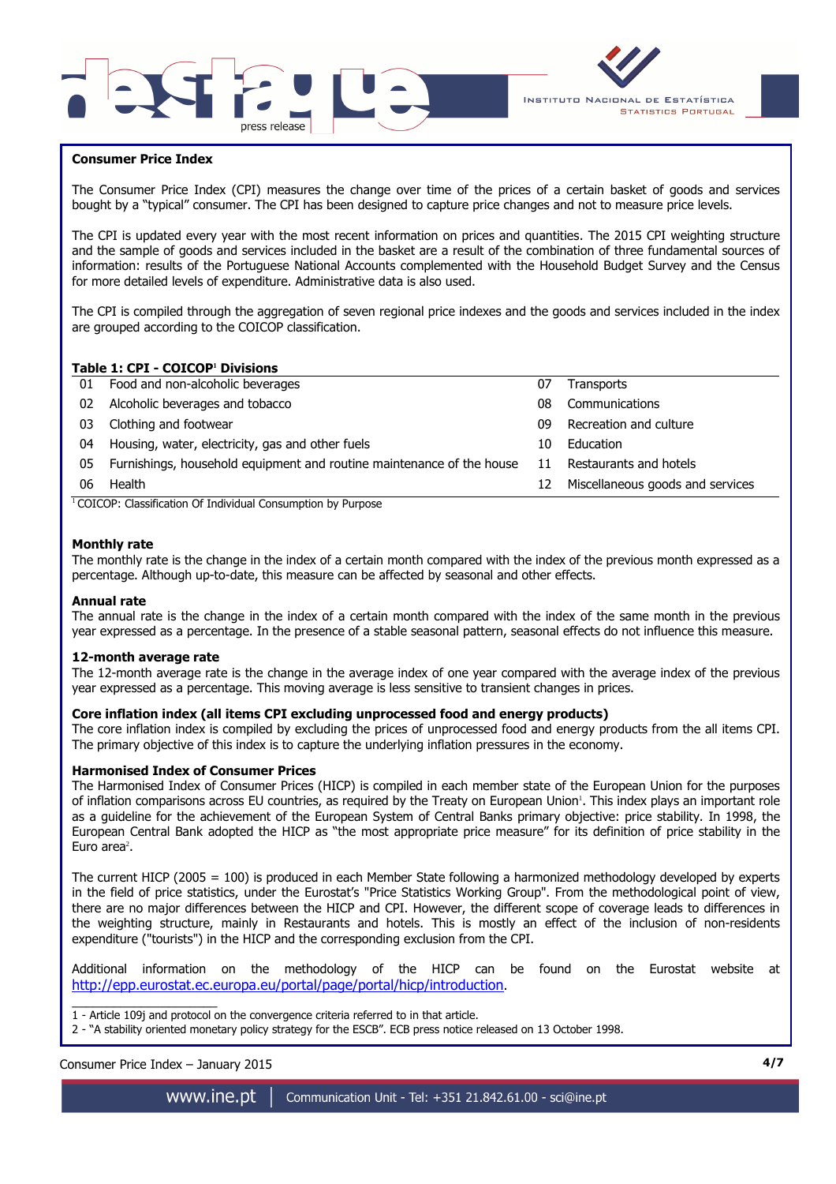## Consumer Price Index

The Consumer Price Index (CPI) measures the change over time of the prices of a certain basket of goods and services bought by a "typical" consumer. The CPI has been designed to capture price changes and not to measure price levels.

The CPI is updated every year with the most recent information on prices and quantities. The 2015 CPI weighting structure and the sample of goods and services included in the basket are a result of the combination of three fundamental sources of information: results of the Portuguese National Accounts complemented with the Household Budget Survey and the Census for more detailed levels of expenditure. Administrative data is also used.

The CPI is compiled through the aggregation of seven regional price indexes and the goods and services included in the index are grouped according to the COICOP classification.

**Table 1: CPI - COICOP[1] Divisions**

| | | | |
|---|---|---|---|
| 01 | Food and non-alcoholic beverages | 07 | Transports |
| 02 | Alcoholic beverages and tobacco | 08 | Communications |
| 03 | Clothing and footwear | 09 | Recreation and culture |
| 04 | Housing, water, electricity, gas and other fuels | 10 | Education |
| 05 | Furnishings, household equipment and routine maintenance of the house | 11 | Restaurants and hotels |
| 06 | Health | 12 | Miscellaneous goods and services |

[1] COICOP: Classification Of Individual Consumption by Purpose

### Monthly rate

The monthly rate is the change in the index of a certain month compared with the index of the previous month expressed as a percentage. Although up-to-date, this measure can be affected by seasonal and other effects.

### Annual rate

The annual rate is the change in the index of a certain month compared with the index of the same month in the previous year expressed as a percentage. In the presence of a stable seasonal pattern, seasonal effects do not influence this measure.

### 12-month average rate

The 12-month average rate is the change in the average index of one year compared with the average index of the previous year expressed as a percentage. This moving average is less sensitive to transient changes in prices.

### Core inflation index (all items CPI excluding unprocessed food and energy products)

The core inflation index is compiled by excluding the prices of unprocessed food and energy products from the all items CPI. The primary objective of this index is to capture the underlying inflation pressures in the economy.

### Harmonised Index of Consumer Prices

The Harmonised Index of Consumer Prices (HICP) is compiled in each member state of the European Union for the purposes of inflation comparisons across EU countries, as required by the Treaty on European Union[1]. This index plays an important role as a guideline for the achievement of the European System of Central Banks primary objective: price stability. In 1998, the European Central Bank adopted the HICP as "the most appropriate price measure" for its definition of price stability in the Euro area[2].

The current HICP (2005 = 100) is produced in each Member State following a harmonized methodology developed by experts in the field of price statistics, under the Eurostat's "Price Statistics Working Group". From the methodological point of view, there are no major differences between the HICP and CPI. However, the different scope of coverage leads to differences in the weighting structure, mainly in Restaurants and hotels. This is mostly an effect of the inclusion of non-residents expenditure ("tourists") in the HICP and the corresponding exclusion from the CPI.

Additional information on the methodology of the HICP can be found on the Eurostat website at http://epp.eurostat.ec.europa.eu/portal/page/portal/hicp/introduction.

1 - Article 109j and protocol on the convergence criteria referred to in that article.
2 - "A stability oriented monetary policy strategy for the ESCB". ECB press notice released on 13 October 1998.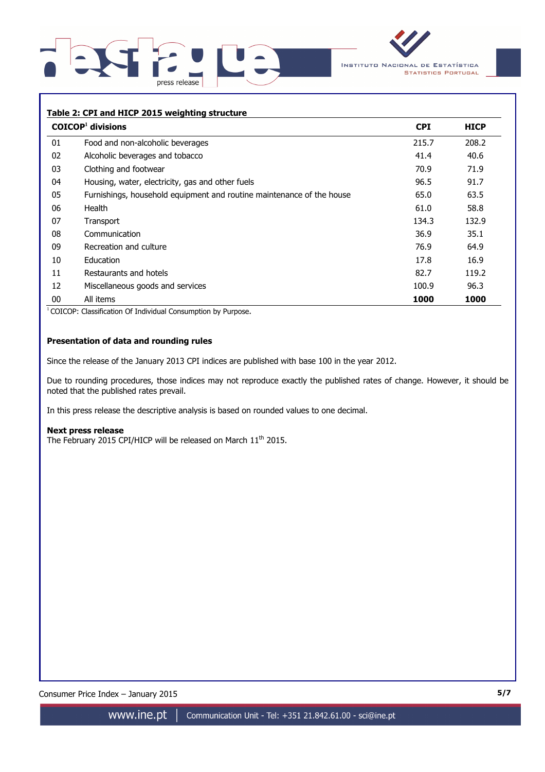**Table 2: CPI and HICP 2015 weighting structure**

| COICOP[1] divisions | | CPI | HICP |
|---|---|---|---|
| 01 | Food and non-alcoholic beverages | 215.7 | 208.2 |
| 02 | Alcoholic beverages and tobacco | 41.4 | 40.6 |
| 03 | Clothing and footwear | 70.9 | 71.9 |
| 04 | Housing, water, electricity, gas and other fuels | 96.5 | 91.7 |
| 05 | Furnishings, household equipment and routine maintenance of the house | 65.0 | 63.5 |
| 06 | Health | 61.0 | 58.8 |
| 07 | Transport | 134.3 | 132.9 |
| 08 | Communication | 36.9 | 35.1 |
| 09 | Recreation and culture | 76.9 | 64.9 |
| 10 | Education | 17.8 | 16.9 |
| 11 | Restaurants and hotels | 82.7 | 119.2 |
| 12 | Miscellaneous goods and services | 100.9 | 96.3 |
| 00 | All items | **1000** | **1000** |

[1] COICOP: Classification Of Individual Consumption by Purpose.

**Presentation of data and rounding rules**

Since the release of the January 2013 CPI indices are published with base 100 in the year 2012.

Due to rounding procedures, those indices may not reproduce exactly the published rates of change. However, it should be noted that the published rates prevail.

In this press release the descriptive analysis is based on rounded values to one decimal.

**Next press release**

The February 2015 CPI/HICP will be released on March 11th 2015.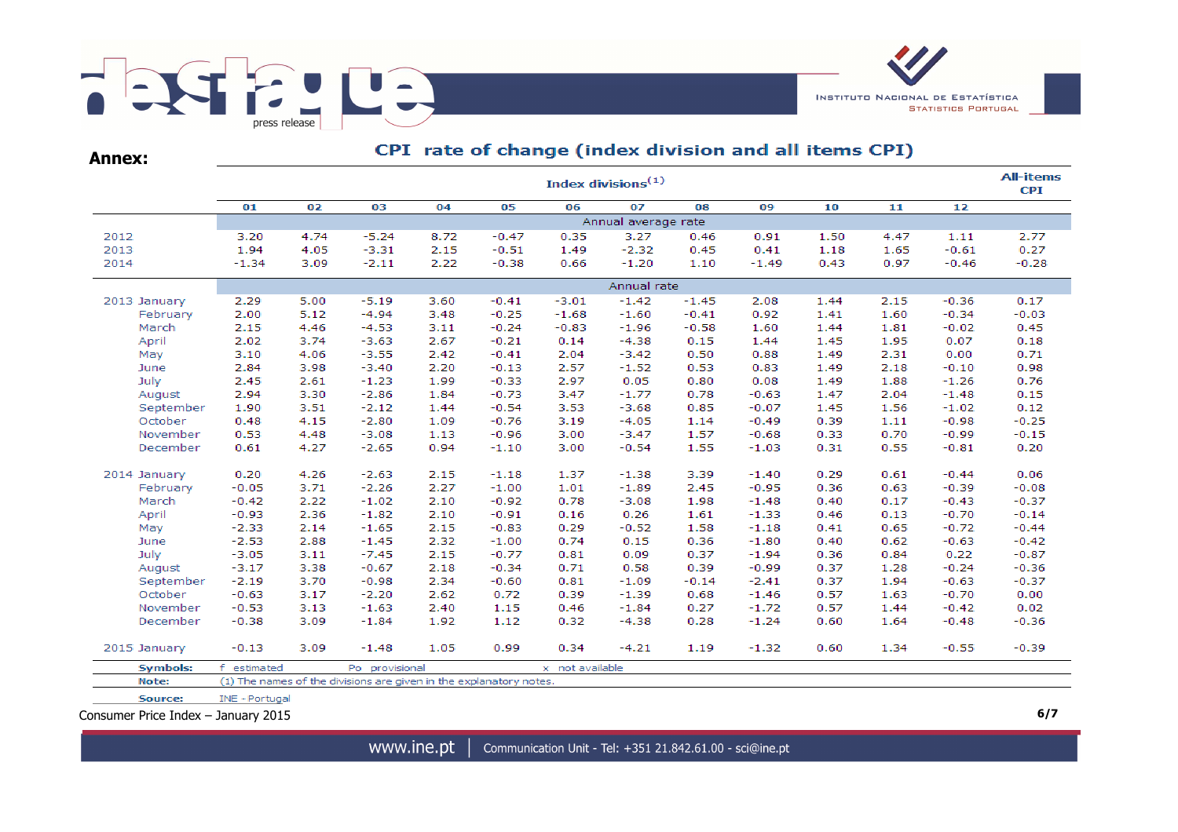## Annex:

### CPI rate of change (index division and all items CPI)

| | Index divisions[1] | | | | | | | | | | | | All-items CPI |
|---|---|---|---|---|---|---|---|---|---|---|---|---|---|
| | 01 | 02 | 03 | 04 | 05 | 06 | 07 | 08 | 09 | 10 | 11 | 12 | |
| | **Annual average rate** | | | | | | | | | | | | |
| 2012 | 3.20 | 4.74 | -5.24 | 8.72 | -0.47 | 0.35 | 3.27 | 0.46 | 0.91 | 1.50 | 4.47 | 1.11 | 2.77 |
| 2013 | 1.94 | 4.05 | -3.31 | 2.15 | -0.51 | 1.49 | -2.32 | 0.45 | 0.41 | 1.18 | 1.65 | -0.61 | 0.27 |
| 2014 | -1.34 | 3.09 | -2.11 | 2.22 | -0.38 | 0.66 | -1.20 | 1.10 | -1.49 | 0.43 | 0.97 | -0.46 | -0.28 |
| | **Annual rate** | | | | | | | | | | | | |
| 2013 January | 2.29 | 5.00 | -5.19 | 3.60 | -0.41 | -3.01 | -1.42 | -1.45 | 2.08 | 1.44 | 2.15 | -0.36 | 0.17 |
| February | 2.00 | 5.12 | -4.94 | 3.48 | -0.25 | -1.68 | -1.60 | -0.41 | 0.92 | 1.41 | 1.60 | -0.34 | -0.03 |
| March | 2.15 | 4.46 | -4.53 | 3.11 | -0.24 | -0.83 | -1.96 | -0.58 | 1.60 | 1.44 | 1.81 | -0.02 | 0.45 |
| April | 2.02 | 3.74 | -3.63 | 2.67 | -0.21 | 0.14 | -4.38 | 0.15 | 1.44 | 1.45 | 1.95 | 0.07 | 0.18 |
| May | 3.10 | 4.06 | -3.55 | 2.42 | -0.41 | 2.04 | -3.42 | 0.50 | 0.88 | 1.49 | 2.31 | 0.00 | 0.71 |
| June | 2.84 | 3.98 | -3.40 | 2.20 | -0.13 | 2.57 | -1.52 | 0.53 | 0.83 | 1.49 | 2.18 | -0.10 | 0.98 |
| July | 2.45 | 2.61 | -1.23 | 1.99 | -0.33 | 2.97 | 0.05 | 0.80 | 0.08 | 1.49 | 1.88 | -1.26 | 0.76 |
| August | 2.94 | 3.30 | -2.86 | 1.84 | -0.73 | 3.47 | -1.77 | 0.78 | -0.63 | 1.47 | 2.04 | -1.48 | 0.15 |
| September | 1.90 | 3.51 | -2.12 | 1.44 | -0.54 | 3.53 | -3.68 | 0.85 | -0.07 | 1.45 | 1.56 | -1.02 | 0.12 |
| October | 0.48 | 4.15 | -2.80 | 1.09 | -0.76 | 3.19 | -4.05 | 1.14 | -0.49 | 0.39 | 1.11 | -0.98 | -0.25 |
| November | 0.53 | 4.48 | -3.08 | 1.13 | -0.96 | 3.00 | -3.47 | 1.57 | -0.68 | 0.33 | 0.70 | -0.99 | -0.15 |
| December | 0.61 | 4.27 | -2.65 | 0.94 | -1.10 | 3.00 | -0.54 | 1.55 | -1.03 | 0.31 | 0.55 | -0.81 | 0.20 |
| 2014 January | 0.20 | 4.26 | -2.63 | 2.15 | -1.18 | 1.37 | -1.38 | 3.39 | -1.40 | 0.29 | 0.61 | -0.44 | 0.06 |
| February | -0.05 | 3.71 | -2.26 | 2.27 | -1.00 | 1.01 | -1.89 | 2.45 | -0.95 | 0.36 | 0.63 | -0.39 | -0.08 |
| March | -0.42 | 2.22 | -1.02 | 2.10 | -0.92 | 0.78 | -3.08 | 1.98 | -1.48 | 0.40 | 0.17 | -0.43 | -0.37 |
| April | -0.93 | 2.36 | -1.82 | 2.10 | -0.91 | 0.16 | 0.26 | 1.61 | -1.33 | 0.46 | 0.13 | -0.70 | -0.14 |
| May | -2.33 | 2.14 | -1.65 | 2.15 | -0.83 | 0.29 | -0.52 | 1.58 | -1.18 | 0.41 | 0.65 | -0.72 | -0.44 |
| June | -2.53 | 2.88 | -1.45 | 2.32 | -1.00 | 0.74 | 0.15 | 0.36 | -1.80 | 0.40 | 0.62 | -0.63 | -0.42 |
| July | -3.05 | 3.11 | -7.45 | 2.15 | -0.77 | 0.81 | 0.09 | 0.37 | -1.94 | 0.36 | 0.84 | 0.22 | -0.87 |
| August | -3.17 | 3.38 | -0.67 | 2.18 | -0.34 | 0.71 | 0.58 | 0.39 | -0.99 | 0.37 | 1.28 | -0.24 | -0.36 |
| September | -2.19 | 3.70 | -0.98 | 2.34 | -0.60 | 0.81 | -1.09 | -0.14 | -2.41 | 0.37 | 1.94 | -0.63 | -0.37 |
| October | -0.63 | 3.17 | -2.20 | 2.62 | 0.72 | 0.39 | -1.39 | 0.68 | -1.46 | 0.57 | 1.63 | -0.70 | 0.00 |
| November | -0.53 | 3.13 | -1.63 | 2.40 | 1.15 | 0.46 | -1.84 | 0.27 | -1.72 | 0.57 | 1.44 | -0.42 | 0.02 |
| December | -0.38 | 3.09 | -1.84 | 1.92 | 1.12 | 0.32 | -4.38 | 0.28 | -1.24 | 0.60 | 1.64 | -0.48 | -0.36 |
| 2015 January | -0.13 | 3.09 | -1.48 | 1.05 | 0.99 | 0.34 | -4.21 | 1.19 | -1.32 | 0.60 | 1.34 | -0.55 | -0.39 |

**Symbols:** f estimated Po provisional x not available

**Note:** (1) The names of the divisions are given in the explanatory notes.

**Source:** INE - Portugal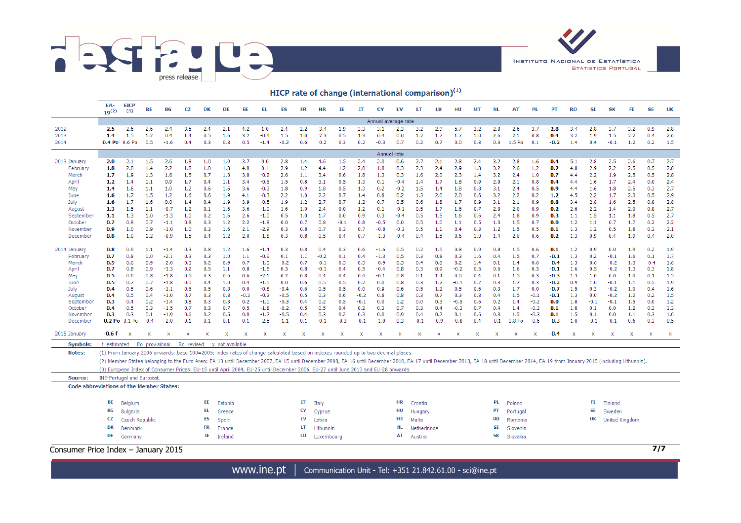## HICP rate of change (international comparison)[1]

| | EA-19[2] | EICP[3] | BE | BG | CZ | DK | DE | EE | EL | ES | FR | HR | IE | IT | CY | LV | LT | LU | HU | MT | NL | AT | PL | PT | RO | SI | SK | FI | SE | UK |
|---|---|---|---|---|---|---|---|---|---|---|---|---|---|---|---|---|---|---|---|---|---|---|---|---|---|---|---|---|---|---|
| | | | | | | | | | | | | | | | Annual average rate | | | | | | | | | | | | | | | |
| 2012 | **2.5** | 2.6 | 2.6 | 2.4 | 3.5 | 2.4 | 2.1 | 4.2 | 1.0 | 2.4 | 2.2 | 3.4 | 1.9 | 3.3 | 3.1 | 2.3 | 3.2 | 2.9 | 5.7 | 3.2 | 2.8 | 2.6 | 3.7 | **2.8** | 3.4 | 2.8 | 3.7 | 3.2 | 0.9 | 2.8 |
| 2013 | **1.4** | 1.5 | 1.2 | 0.4 | 1.4 | 0.5 | 1.6 | 3.2 | -0.9 | 1.5 | 1.0 | 2.3 | 0.5 | 1.3 | 0.4 | 0.0 | 1.2 | 1.7 | 1.7 | 1.0 | 2.6 | 2.1 | 0.8 | **0.4** | 3.2 | 1.9 | 1.5 | 2.2 | 0.4 | 2.6 |
| 2014 | **0.4 Po** | 0.6 Po | 0.5 | -1.6 | 0.4 | 0.3 | 0.8 | 0.5 | -1.4 | -0.2 | 0.6 | 0.2 | 0.3 | 0.2 | -0.3 | 0.7 | 0.2 | 0.7 | 0.0 | 0.3 | 0.3 | 1.5 Po | 0.1 | **-0.2** | 1.4 | 0.4 | -0.1 | 1.2 | 0.2 | 1.5 |
| | | | | | | | | | | | | | | | Annual rate | | | | | | | | | | | | | | | |
| 2013 January | **2.0** | 2.1 | 1.5 | 2.6 | 1.8 | 1.0 | 1.9 | 3.7 | 0.0 | 2.8 | 1.4 | 4.6 | 1.5 | 2.4 | 2.0 | 0.6 | 2.7 | 2.1 | 2.8 | 2.4 | 3.2 | 2.8 | 1.6 | **0.4** | 5.1 | 2.8 | 2.5 | 2.6 | 0.7 | 2.7 |
| February | **1.8** | 2.0 | 1.4 | 2.2 | 1.8 | 1.0 | 1.8 | 4.0 | 0.1 | 2.9 | 1.2 | 4.4 | 1.2 | 2.0 | 1.8 | 0.3 | 2.3 | 2.4 | 2.9 | 1.8 | 3.2 | 2.6 | 1.2 | **0.2** | 4.8 | 2.9 | 2.2 | 2.5 | 0.5 | 2.8 |
| March | **1.7** | 1.9 | 1.3 | 1.6 | 1.5 | 0.7 | 1.8 | 3.8 | -0.2 | 2.6 | 1.1 | 3.4 | 0.6 | 1.8 | 1.3 | 0.3 | 1.6 | 2.0 | 2.3 | 1.4 | 3.2 | 2.4 | 1.0 | **0.7** | 4.4 | 2.2 | 1.9 | 2.5 | 0.5 | 2.8 |
| April | **1.2** | 1.4 | 1.1 | 0.9 | 1.7 | 0.4 | 1.1 | 3.4 | -0.6 | 1.5 | 0.8 | 3.1 | 0.5 | 1.3 | 0.1 | -0.4 | 1.4 | 1.7 | 1.8 | 0.9 | 2.8 | 2.1 | 0.8 | **0.4** | 4.4 | 1.6 | 1.7 | 2.4 | 0.0 | 2.4 |
| May | **1.4** | 1.6 | 1.1 | 1.0 | 1.2 | 0.6 | 1.6 | 3.6 | -0.3 | 1.8 | 0.9 | 1.8 | 0.5 | 1.3 | 0.2 | -0.2 | 1.5 | 1.4 | 1.8 | 0.8 | 3.1 | 2.4 | 0.5 | **0.9** | 4.4 | 1.6 | 1.8 | 2.5 | 0.3 | 2.7 |
| June | **1.6** | 1.7 | 1.5 | 1.2 | 1.6 | 0.6 | 1.9 | 4.1 | -0.3 | 2.2 | 1.0 | 2.2 | 0.7 | 1.4 | 0.8 | 0.2 | 1.3 | 2.0 | 2.0 | 0.6 | 3.2 | 2.2 | 0.2 | **1.2** | 4.5 | 2.2 | 1.7 | 2.3 | 0.5 | 2.9 |
| July | **1.6** | 1.7 | 1.6 | 0.0 | 1.4 | 0.4 | 1.9 | 3.9 | -0.5 | 1.9 | 1.2 | 2.7 | 0.7 | 1.2 | 0.7 | 0.5 | 0.6 | 1.8 | 1.7 | 0.9 | 3.1 | 2.1 | 0.9 | **0.8** | 3.4 | 2.8 | 1.6 | 2.5 | 0.8 | 2.8 |
| August | **1.3** | 1.5 | 1.1 | -0.7 | 1.2 | 0.1 | 1.6 | 3.6 | -1.0 | 1.6 | 1.0 | 2.4 | 0.0 | 1.2 | 0.1 | -0.1 | 0.5 | 1.7 | 1.6 | 0.7 | 2.8 | 2.0 | 0.9 | **0.2** | 2.6 | 2.2 | 1.4 | 2.0 | 0.8 | 2.7 |
| September | **1.1** | 1.3 | 1.0 | -1.3 | 1.0 | 0.2 | 1.6 | 2.6 | -1.0 | 0.5 | 1.0 | 1.7 | 0.0 | 0.9 | 0.3 | -0.4 | 0.5 | 1.5 | 1.6 | 0.6 | 2.4 | 1.8 | 0.9 | **0.3** | 1.1 | 1.5 | 1.1 | 1.8 | 0.5 | 2.7 |
| October | **0.7** | 0.9 | 0.7 | -1.1 | 0.8 | 0.3 | 1.2 | 2.2 | -1.9 | 0.0 | 0.7 | 0.8 | -0.1 | 0.8 | -0.5 | 0.0 | 0.5 | 1.0 | 1.1 | 0.5 | 1.3 | 1.5 | 0.7 | **0.0** | 1.2 | 1.1 | 0.7 | 1.7 | 0.2 | 2.2 |
| November | **0.9** | 1.0 | 0.9 | -1.0 | 1.0 | 0.3 | 1.6 | 2.1 | -2.9 | 0.3 | 0.8 | 0.7 | 0.3 | 0.7 | -0.8 | -0.3 | 0.5 | 1.1 | 0.4 | 0.3 | 1.2 | 1.5 | 0.5 | **0.1** | 1.3 | 1.2 | 0.5 | 1.8 | 0.3 | 2.1 |
| December | **0.8** | 1.0 | 1.2 | -0.9 | 1.5 | 0.4 | 1.2 | 2.0 | -1.8 | 0.3 | 0.8 | 0.5 | 0.4 | 0.7 | -1.3 | -0.4 | 0.4 | 1.5 | 0.6 | 1.0 | 1.4 | 2.0 | 0.6 | **0.2** | 1.3 | 0.9 | 0.4 | 1.9 | 0.4 | 2.0 |
| 2014 January | **0.8** | 0.9 | 1.1 | -1.4 | 0.3 | 0.8 | 1.2 | 1.6 | -1.4 | 0.3 | 0.8 | 0.4 | 0.3 | 0.6 | -1.6 | 0.5 | 0.2 | 1.5 | 0.8 | 0.9 | 0.8 | 1.5 | 0.6 | **0.1** | 1.2 | 0.9 | 0.0 | 1.9 | 0.2 | 1.9 |
| February | **0.7** | 0.8 | 1.0 | -2.1 | 0.3 | 0.3 | 1.0 | 1.1 | -0.9 | 0.1 | 1.1 | -0.2 | 0.1 | 0.4 | -1.3 | 0.5 | 0.3 | 0.8 | 0.3 | 1.6 | 0.4 | 1.5 | 0.7 | **-0.1** | 1.3 | 0.2 | -0.1 | 1.6 | 0.1 | 1.7 |
| March | **0.5** | 0.6 | 0.9 | -2.0 | 0.3 | 0.2 | 0.9 | 0.7 | -1.5 | -0.2 | 0.7 | -0.1 | 0.3 | 0.3 | -0.9 | 0.3 | 0.4 | 0.0 | 0.2 | 1.4 | 0.1 | 1.4 | 0.6 | **-0.4** | 1.3 | 0.6 | -0.2 | 1.3 | -0.4 | 1.6 |
| April | **0.7** | 0.8 | 0.9 | -1.3 | 0.2 | 0.5 | 1.1 | 0.8 | -1.6 | 0.3 | 0.8 | -0.1 | 0.4 | 0.5 | -0.4 | 0.8 | 0.3 | 0.9 | -0.2 | 0.5 | 0.6 | 1.6 | 0.3 | **-0.1** | 1.6 | 0.5 | -0.2 | 1.3 | 0.3 | 1.8 |
| May | **0.5** | 0.6 | 0.8 | -1.8 | 0.5 | 0.3 | 0.6 | 0.6 | -2.1 | 0.2 | 0.8 | 0.4 | 0.4 | 0.4 | -0.1 | 0.8 | 0.1 | 1.4 | 0.0 | 0.4 | 0.1 | 1.5 | 0.3 | **-0.3** | 1.3 | 1.0 | 0.0 | 1.0 | 0.1 | 1.5 |
| June | **0.5** | 0.7 | 0.7 | -1.8 | 0.0 | 0.4 | 1.0 | 0.4 | -1.5 | 0.0 | 0.6 | 0.5 | 0.5 | 0.2 | 0.0 | 0.8 | 0.3 | 1.2 | -0.1 | 0.7 | 0.3 | 1.7 | 0.3 | **-0.2** | 0.9 | 1.0 | -0.1 | 1.1 | 0.5 | 1.9 |
| July | **0.4** | 0.5 | 0.6 | -1.1 | 0.6 | 0.5 | 0.8 | 0.0 | -0.8 | -0.4 | 0.6 | 0.5 | 0.5 | 0.0 | 0.9 | 0.6 | 0.5 | 1.2 | 0.5 | 0.6 | 0.3 | 1.7 | 0.0 | **-0.7** | 1.5 | 0.3 | -0.2 | 1.0 | 0.4 | 1.6 |
| August | **0.4** | 0.5 | 0.4 | -1.0 | 0.7 | 0.3 | 0.8 | -0.2 | -0.2 | -0.5 | 0.5 | 0.3 | 0.6 | -0.2 | 0.8 | 0.8 | 0.3 | 0.7 | 0.3 | 0.8 | 0.4 | 1.5 | -0.1 | **-0.1** | 1.3 | 0.0 | -0.2 | 1.2 | 0.2 | 1.5 |
| September | **0.3** | 0.4 | 0.2 | -1.4 | 0.8 | 0.3 | 0.8 | 0.2 | -1.1 | -0.3 | 0.4 | 0.2 | 0.5 | -0.1 | 0.0 | 1.2 | 0.0 | 0.3 | -0.5 | 0.6 | 0.2 | 1.4 | -0.2 | **0.0** | 1.8 | -0.1 | -0.1 | 1.5 | 0.0 | 1.2 |
| October | **0.4** | 0.5 | 0.3 | -1.5 | 0.7 | 0.3 | 0.7 | 0.5 | -1.8 | -0.2 | 0.5 | 0.5 | 0.4 | 0.2 | 0.3 | 0.7 | 0.3 | 0.4 | -0.3 | 0.7 | 0.4 | 1.4 | -0.3 | **0.1** | 1.8 | 0.1 | 0.0 | 1.2 | 0.3 | 1.3 |
| November | **0.3** | 0.3 | 0.1 | -1.9 | 0.6 | 0.2 | 0.5 | 0.0 | -1.2 | -0.5 | 0.4 | 0.3 | 0.2 | 0.3 | 0.0 | 0.9 | 0.4 | 0.2 | 0.1 | 0.6 | 0.3 | 1.5 | -0.3 | **0.1** | 1.5 | 0.1 | 0.0 | 1.1 | 0.3 | 1.0 |
| December | **-0.2 Po** | -0.1 Po | -0.4 | -2.0 | 0.1 | 0.1 | 0.1 | 0.1 | -2.5 | -1.1 | 0.1 | -0.1 | -0.3 | -0.1 | -1.0 | 0.3 | -0.1 | -0.9 | -0.8 | 0.4 | -0.1 | 0.8 Po | -0.6 | **-0.3** | 1.0 | -0.1 | -0.1 | 0.6 | 0.3 | 0.5 |
| 2015 January | **-0.6 f** | x | x | x | x | x | x | x | x | x | x | x | x | x | x | x | x | x | x | x | x | x | x | **-0.4** | x | x | x | x | x | x |

**Symbols:** f estimated Po provisional Rc revised x not available

**Notes:**
(1) From January 2006 onwards: base 100=2005; index rates of change calculated based on indexes rounded up to two decimal places.
(2) Member States belonging to the Euro Area: EA-13 until December 2007, EA-15 until December 2008, EA-16 until December 2010, EA-17 until December 2013, EA-18 until December 2014, EA-19 from January 2015 (including Lithuania).
(3) European Index of Consumer Prices: EU-15 until April 2004, EU-25 until December 2006, EU-27 until June 2013 and EU-28 onwards.

**Source:** INE-Portugal and Eurostat.

**Code abbreviations of the Member States:**

- BE Belgium
- BG Bulgaria
- CZ Czech Republic
- DK Denmark
- DE Germany
- EE Estonia
- EL Greece
- ES Spain
- FR France
- IE Ireland
- IT Italy
- CY Cyprus
- LV Latvia
- LT Lithuania
- LU Luxembourg
- HR Croatia
- HU Hungary
- MT Malta
- NL Netherlands
- AT Austria
- PL Poland
- PT Portugal
- RO Romania
- SI Slovenia
- SK Slovakia
- FI Finland
- SE Sweden
- UK United Kingdom